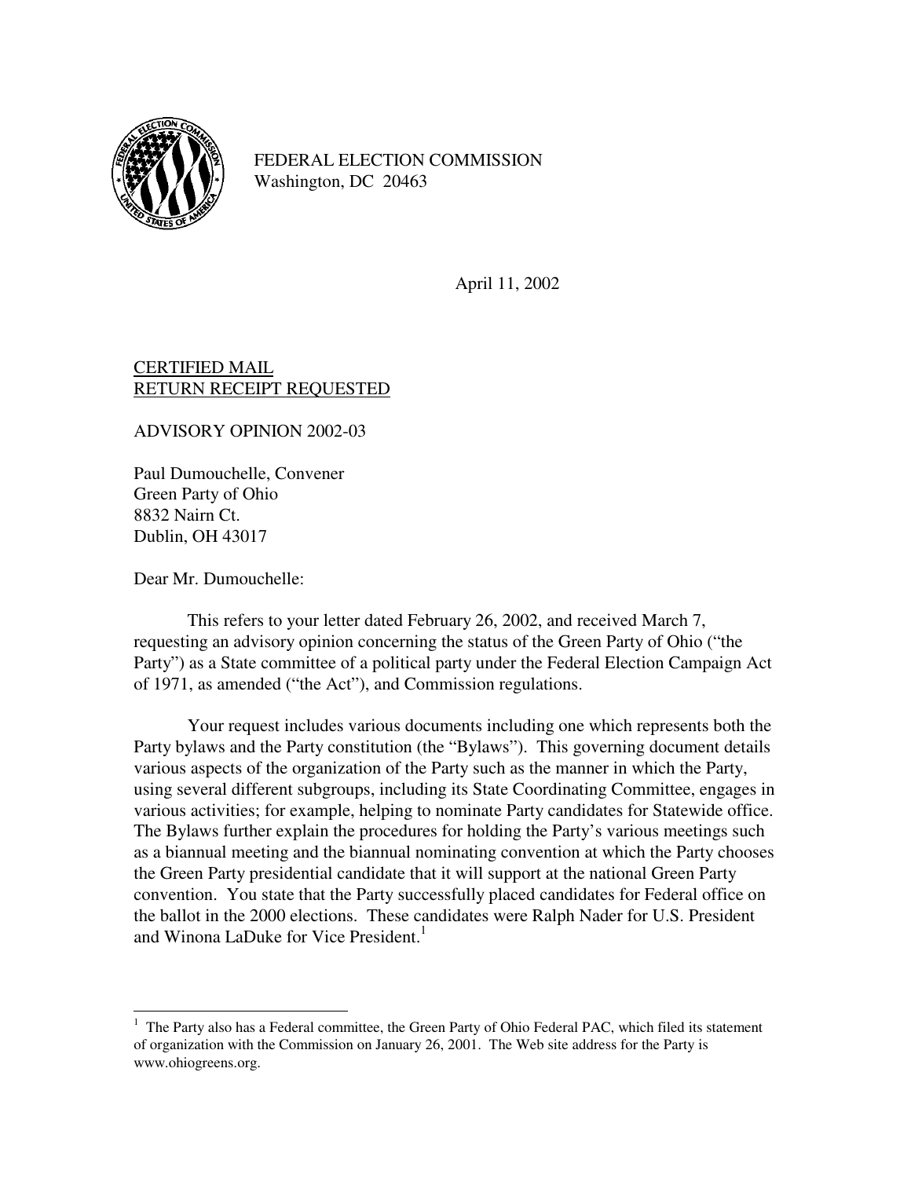FEDERAL ELECTION COMMISSION
Washington, DC 20463

April 11, 2002

CERTIFIED MAIL
RETURN RECEIPT REQUESTED

ADVISORY OPINION 2002-03

Paul Dumouchelle, Convener
Green Party of Ohio
8832 Nairn Ct.
Dublin, OH 43017

Dear Mr. Dumouchelle:

This refers to your letter dated February 26, 2002, and received March 7, requesting an advisory opinion concerning the status of the Green Party of Ohio ("the Party") as a State committee of a political party under the Federal Election Campaign Act of 1971, as amended ("the Act"), and Commission regulations.

Your request includes various documents including one which represents both the Party bylaws and the Party constitution (the "Bylaws"). This governing document details various aspects of the organization of the Party such as the manner in which the Party, using several different subgroups, including its State Coordinating Committee, engages in various activities; for example, helping to nominate Party candidates for Statewide office. The Bylaws further explain the procedures for holding the Party's various meetings such as a biannual meeting and the biannual nominating convention at which the Party chooses the Green Party presidential candidate that it will support at the national Green Party convention. You state that the Party successfully placed candidates for Federal office on the ballot in the 2000 elections. These candidates were Ralph Nader for U.S. President and Winona LaDuke for Vice President.[1]

---

[1] The Party also has a Federal committee, the Green Party of Ohio Federal PAC, which filed its statement of organization with the Commission on January 26, 2001. The Web site address for the Party is www.ohiogreens.org.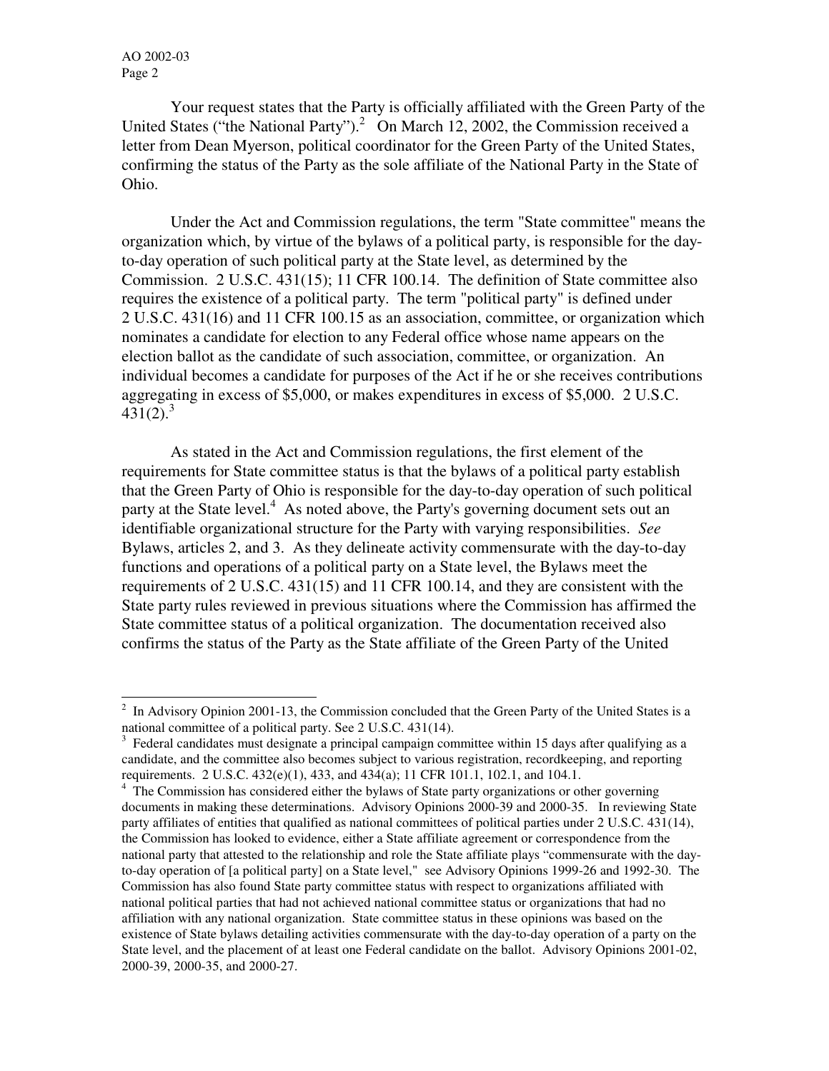Your request states that the Party is officially affiliated with the Green Party of the United States ("the National Party").[2] On March 12, 2002, the Commission received a letter from Dean Myerson, political coordinator for the Green Party of the United States, confirming the status of the Party as the sole affiliate of the National Party in the State of Ohio.

Under the Act and Commission regulations, the term "State committee" means the organization which, by virtue of the bylaws of a political party, is responsible for the day-to-day operation of such political party at the State level, as determined by the Commission. 2 U.S.C. 431(15); 11 CFR 100.14. The definition of State committee also requires the existence of a political party. The term "political party" is defined under 2 U.S.C. 431(16) and 11 CFR 100.15 as an association, committee, or organization which nominates a candidate for election to any Federal office whose name appears on the election ballot as the candidate of such association, committee, or organization. An individual becomes a candidate for purposes of the Act if he or she receives contributions aggregating in excess of $5,000, or makes expenditures in excess of $5,000. 2 U.S.C. 431(2).[3]

As stated in the Act and Commission regulations, the first element of the requirements for State committee status is that the bylaws of a political party establish that the Green Party of Ohio is responsible for the day-to-day operation of such political party at the State level.[4] As noted above, the Party's governing document sets out an identifiable organizational structure for the Party with varying responsibilities. *See* Bylaws, articles 2, and 3. As they delineate activity commensurate with the day-to-day functions and operations of a political party on a State level, the Bylaws meet the requirements of 2 U.S.C. 431(15) and 11 CFR 100.14, and they are consistent with the State party rules reviewed in previous situations where the Commission has affirmed the State committee status of a political organization. The documentation received also confirms the status of the Party as the State affiliate of the Green Party of the United

---

[2] In Advisory Opinion 2001-13, the Commission concluded that the Green Party of the United States is a national committee of a political party. See 2 U.S.C. 431(14).

[3] Federal candidates must designate a principal campaign committee within 15 days after qualifying as a candidate, and the committee also becomes subject to various registration, recordkeeping, and reporting requirements. 2 U.S.C. 432(e)(1), 433, and 434(a); 11 CFR 101.1, 102.1, and 104.1.

[4] The Commission has considered either the bylaws of State party organizations or other governing documents in making these determinations. Advisory Opinions 2000-39 and 2000-35. In reviewing State party affiliates of entities that qualified as national committees of political parties under 2 U.S.C. 431(14), the Commission has looked to evidence, either a State affiliate agreement or correspondence from the national party that attested to the relationship and role the State affiliate plays "commensurate with the day-to-day operation of [a political party] on a State level," see Advisory Opinions 1999-26 and 1992-30. The Commission has also found State party committee status with respect to organizations affiliated with national political parties that had not achieved national committee status or organizations that had no affiliation with any national organization. State committee status in these opinions was based on the existence of State bylaws detailing activities commensurate with the day-to-day operation of a party on the State level, and the placement of at least one Federal candidate on the ballot. Advisory Opinions 2001-02, 2000-39, 2000-35, and 2000-27.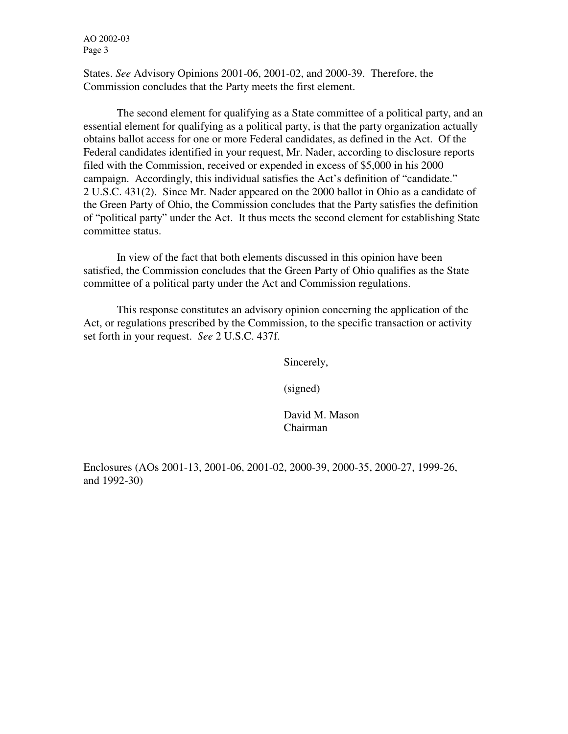States. *See* Advisory Opinions 2001-06, 2001-02, and 2000-39. Therefore, the Commission concludes that the Party meets the first element.

The second element for qualifying as a State committee of a political party, and an essential element for qualifying as a political party, is that the party organization actually obtains ballot access for one or more Federal candidates, as defined in the Act. Of the Federal candidates identified in your request, Mr. Nader, according to disclosure reports filed with the Commission, received or expended in excess of $5,000 in his 2000 campaign. Accordingly, this individual satisfies the Act's definition of "candidate." 2 U.S.C. 431(2). Since Mr. Nader appeared on the 2000 ballot in Ohio as a candidate of the Green Party of Ohio, the Commission concludes that the Party satisfies the definition of "political party" under the Act. It thus meets the second element for establishing State committee status.

In view of the fact that both elements discussed in this opinion have been satisfied, the Commission concludes that the Green Party of Ohio qualifies as the State committee of a political party under the Act and Commission regulations.

This response constitutes an advisory opinion concerning the application of the Act, or regulations prescribed by the Commission, to the specific transaction or activity set forth in your request. *See* 2 U.S.C. 437f.

Sincerely,

(signed)

David M. Mason
Chairman

Enclosures (AOs 2001-13, 2001-06, 2001-02, 2000-39, 2000-35, 2000-27, 1999-26, and 1992-30)